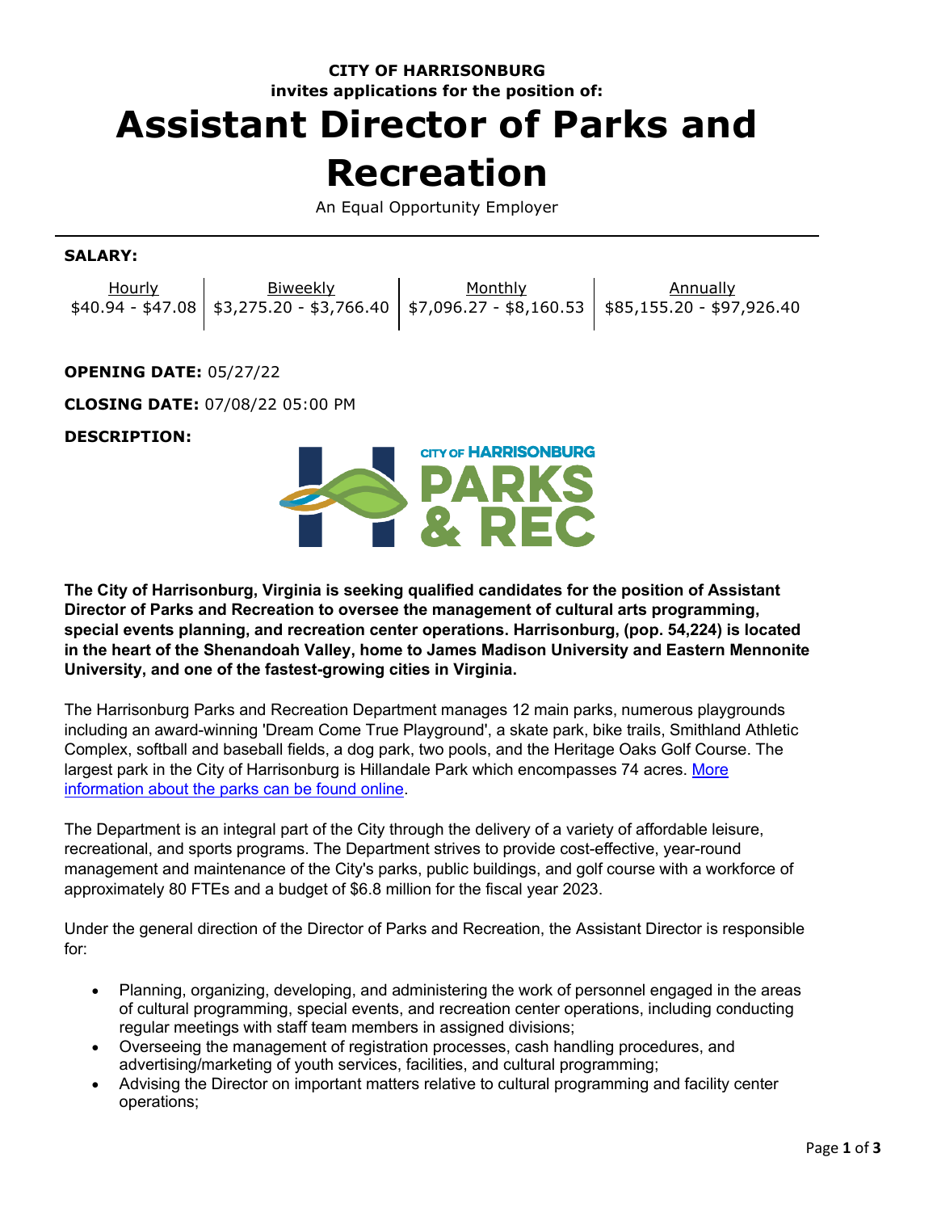**CITY OF HARRISONBURG**
**invites applications for the position of:**

# Assistant Director of Parks and Recreation

An Equal Opportunity Employer

**SALARY:**

| Hourly | Biweekly | Monthly | Annually |
|---|---|---|---|
| $40.94 - $47.08 | $3,275.20 - $3,766.40 | $7,096.27 - $8,160.53 | $85,155.20 - $97,926.40 |

**OPENING DATE:** 05/27/22

**CLOSING DATE:** 07/08/22 05:00 PM

**DESCRIPTION:**

**The City of Harrisonburg, Virginia is seeking qualified candidates for the position of Assistant Director of Parks and Recreation to oversee the management of cultural arts programming, special events planning, and recreation center operations. Harrisonburg, (pop. 54,224) is located in the heart of the Shenandoah Valley, home to James Madison University and Eastern Mennonite University, and one of the fastest-growing cities in Virginia.**

The Harrisonburg Parks and Recreation Department manages 12 main parks, numerous playgrounds including an award-winning 'Dream Come True Playground', a skate park, bike trails, Smithland Athletic Complex, softball and baseball fields, a dog park, two pools, and the Heritage Oaks Golf Course. The largest park in the City of Harrisonburg is Hillandale Park which encompasses 74 acres. More information about the parks can be found online.

The Department is an integral part of the City through the delivery of a variety of affordable leisure, recreational, and sports programs. The Department strives to provide cost-effective, year-round management and maintenance of the City's parks, public buildings, and golf course with a workforce of approximately 80 FTEs and a budget of $6.8 million for the fiscal year 2023.

Under the general direction of the Director of Parks and Recreation, the Assistant Director is responsible for:

- Planning, organizing, developing, and administering the work of personnel engaged in the areas of cultural programming, special events, and recreation center operations, including conducting regular meetings with staff team members in assigned divisions;
- Overseeing the management of registration processes, cash handling procedures, and advertising/marketing of youth services, facilities, and cultural programming;
- Advising the Director on important matters relative to cultural programming and facility center operations;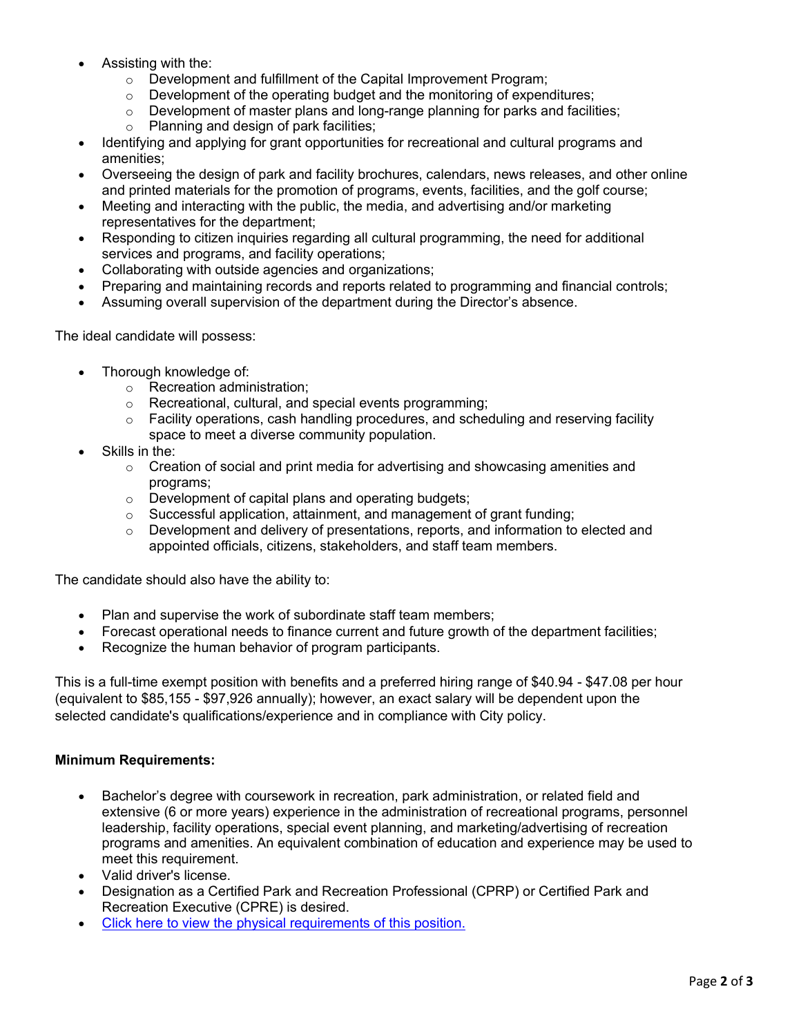- Assisting with the:
    - Development and fulfillment of the Capital Improvement Program;
    - Development of the operating budget and the monitoring of expenditures;
    - Development of master plans and long-range planning for parks and facilities;
    - Planning and design of park facilities;
- Identifying and applying for grant opportunities for recreational and cultural programs and amenities;
- Overseeing the design of park and facility brochures, calendars, news releases, and other online and printed materials for the promotion of programs, events, facilities, and the golf course;
- Meeting and interacting with the public, the media, and advertising and/or marketing representatives for the department;
- Responding to citizen inquiries regarding all cultural programming, the need for additional services and programs, and facility operations;
- Collaborating with outside agencies and organizations;
- Preparing and maintaining records and reports related to programming and financial controls;
- Assuming overall supervision of the department during the Director's absence.

The ideal candidate will possess:

- Thorough knowledge of:
    - Recreation administration;
    - Recreational, cultural, and special events programming;
    - Facility operations, cash handling procedures, and scheduling and reserving facility space to meet a diverse community population.
- Skills in the:
    - Creation of social and print media for advertising and showcasing amenities and programs;
    - Development of capital plans and operating budgets;
    - Successful application, attainment, and management of grant funding;
    - Development and delivery of presentations, reports, and information to elected and appointed officials, citizens, stakeholders, and staff team members.

The candidate should also have the ability to:

- Plan and supervise the work of subordinate staff team members;
- Forecast operational needs to finance current and future growth of the department facilities;
- Recognize the human behavior of program participants.

This is a full-time exempt position with benefits and a preferred hiring range of $40.94 - $47.08 per hour (equivalent to $85,155 - $97,926 annually); however, an exact salary will be dependent upon the selected candidate's qualifications/experience and in compliance with City policy.

**Minimum Requirements:**

- Bachelor's degree with coursework in recreation, park administration, or related field and extensive (6 or more years) experience in the administration of recreational programs, personnel leadership, facility operations, special event planning, and marketing/advertising of recreation programs and amenities. An equivalent combination of education and experience may be used to meet this requirement.
- Valid driver's license.
- Designation as a Certified Park and Recreation Professional (CPRP) or Certified Park and Recreation Executive (CPRE) is desired.
- Click here to view the physical requirements of this position.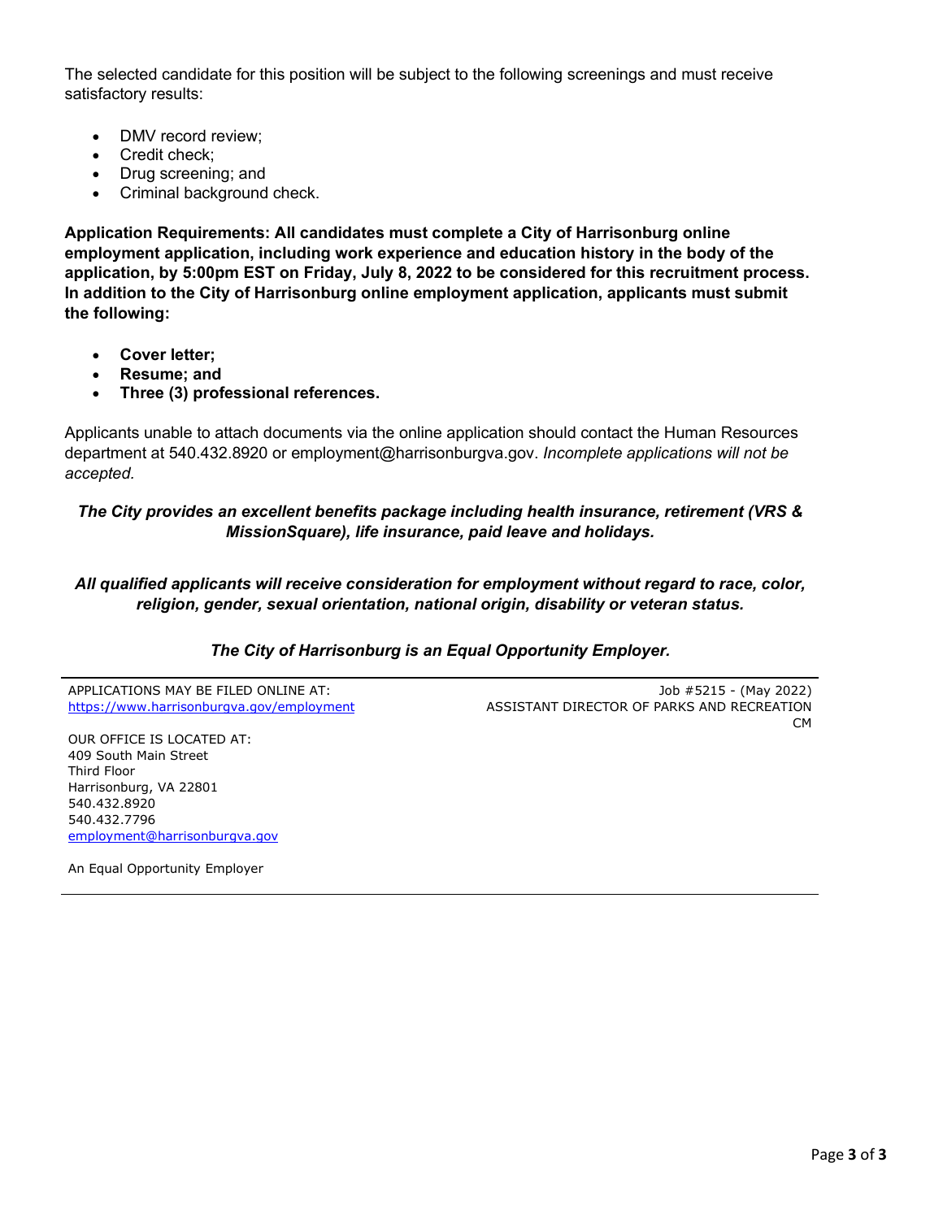The selected candidate for this position will be subject to the following screenings and must receive satisfactory results:

- DMV record review;
- Credit check;
- Drug screening; and
- Criminal background check.

**Application Requirements: All candidates must complete a City of Harrisonburg online employment application, including work experience and education history in the body of the application, by 5:00pm EST on Friday, July 8, 2022 to be considered for this recruitment process. In addition to the City of Harrisonburg online employment application, applicants must submit the following:**

- **Cover letter;**
- **Resume; and**
- **Three (3) professional references.**

Applicants unable to attach documents via the online application should contact the Human Resources department at 540.432.8920 or employment@harrisonburgva.gov. *Incomplete applications will not be accepted.*

***The City provides an excellent benefits package including health insurance, retirement (VRS & MissionSquare), life insurance, paid leave and holidays.***

***All qualified applicants will receive consideration for employment without regard to race, color, religion, gender, sexual orientation, national origin, disability or veteran status.***

***The City of Harrisonburg is an Equal Opportunity Employer.***

---

APPLICATIONS MAY BE FILED ONLINE AT:
https://www.harrisonburgva.gov/employment

Job #5215 - (May 2022)
ASSISTANT DIRECTOR OF PARKS AND RECREATION
CM

OUR OFFICE IS LOCATED AT:
409 South Main Street
Third Floor
Harrisonburg, VA 22801
540.432.8920
540.432.7796
employment@harrisonburgva.gov

An Equal Opportunity Employer

---